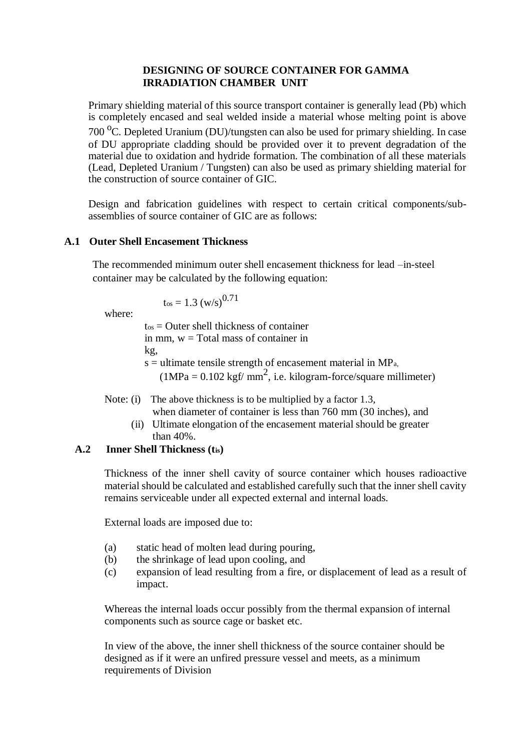## DESIGNING OF SOURCE CONTAINER FOR GAMMA IRRADIATION CHAMBER UNIT

Primary shielding material of this source transport container is generally lead (Pb) which is completely encased and seal welded inside a material whose melting point is above 700 $^{O}$C. Depleted Uranium (DU)/tungsten can also be used for primary shielding. In case of DU appropriate cladding should be provided over it to prevent degradation of the material due to oxidation and hydride formation. The combination of all these materials (Lead, Depleted Uranium / Tungsten) can also be used as primary shielding material for the construction of source container of GIC.

Design and fabrication guidelines with respect to certain critical components/sub-assemblies of source container of GIC are as follows:

### A.1 Outer Shell Encasement Thickness

The recommended minimum outer shell encasement thickness for lead –in-steel container may be calculated by the following equation:

$$t_{os} = 1.3\ (w/s)^{0.71}$$

where:

$t_{os}$ = Outer shell thickness of container in mm, w = Total mass of container in kg,

s = ultimate tensile strength of encasement material in MPa,

(1MPa = 0.102 kgf/ mm$^{2}$, i.e. kilogram-force/square millimeter)

Note: (i) The above thickness is to be multiplied by a factor 1.3, when diameter of container is less than 760 mm (30 inches), and

(ii) Ultimate elongation of the encasement material should be greater than 40%.

### A.2 Inner Shell Thickness ($t_{is}$)

Thickness of the inner shell cavity of source container which houses radioactive material should be calculated and established carefully such that the inner shell cavity remains serviceable under all expected external and internal loads.

External loads are imposed due to:

(a) static head of molten lead during pouring,

(b) the shrinkage of lead upon cooling, and

(c) expansion of lead resulting from a fire, or displacement of lead as a result of impact.

Whereas the internal loads occur possibly from the thermal expansion of internal components such as source cage or basket etc.

In view of the above, the inner shell thickness of the source container should be designed as if it were an unfired pressure vessel and meets, as a minimum requirements of Division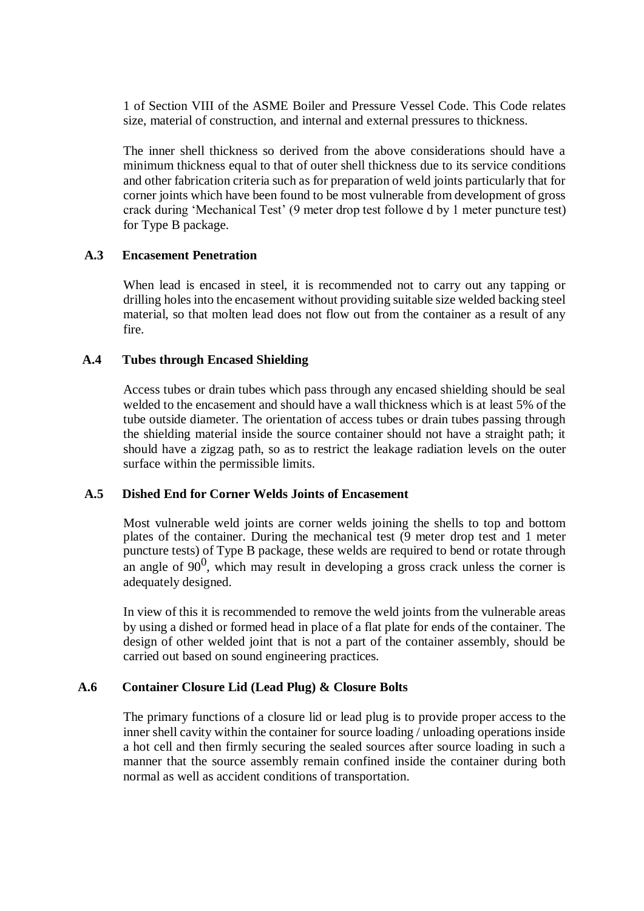1 of Section VIII of the ASME Boiler and Pressure Vessel Code. This Code relates size, material of construction, and internal and external pressures to thickness.

The inner shell thickness so derived from the above considerations should have a minimum thickness equal to that of outer shell thickness due to its service conditions and other fabrication criteria such as for preparation of weld joints particularly that for corner joints which have been found to be most vulnerable from development of gross crack during 'Mechanical Test' (9 meter drop test followe d by 1 meter puncture test) for Type B package.

### A.3 Encasement Penetration

When lead is encased in steel, it is recommended not to carry out any tapping or drilling holes into the encasement without providing suitable size welded backing steel material, so that molten lead does not flow out from the container as a result of any fire.

### A.4 Tubes through Encased Shielding

Access tubes or drain tubes which pass through any encased shielding should be seal welded to the encasement and should have a wall thickness which is at least 5% of the tube outside diameter. The orientation of access tubes or drain tubes passing through the shielding material inside the source container should not have a straight path; it should have a zigzag path, so as to restrict the leakage radiation levels on the outer surface within the permissible limits.

### A.5 Dished End for Corner Welds Joints of Encasement

Most vulnerable weld joints are corner welds joining the shells to top and bottom plates of the container. During the mechanical test (9 meter drop test and 1 meter puncture tests) of Type B package, these welds are required to bend or rotate through an angle of $90^0$, which may result in developing a gross crack unless the corner is adequately designed.

In view of this it is recommended to remove the weld joints from the vulnerable areas by using a dished or formed head in place of a flat plate for ends of the container. The design of other welded joint that is not a part of the container assembly, should be carried out based on sound engineering practices.

### A.6 Container Closure Lid (Lead Plug) & Closure Bolts

The primary functions of a closure lid or lead plug is to provide proper access to the inner shell cavity within the container for source loading / unloading operations inside a hot cell and then firmly securing the sealed sources after source loading in such a manner that the source assembly remain confined inside the container during both normal as well as accident conditions of transportation.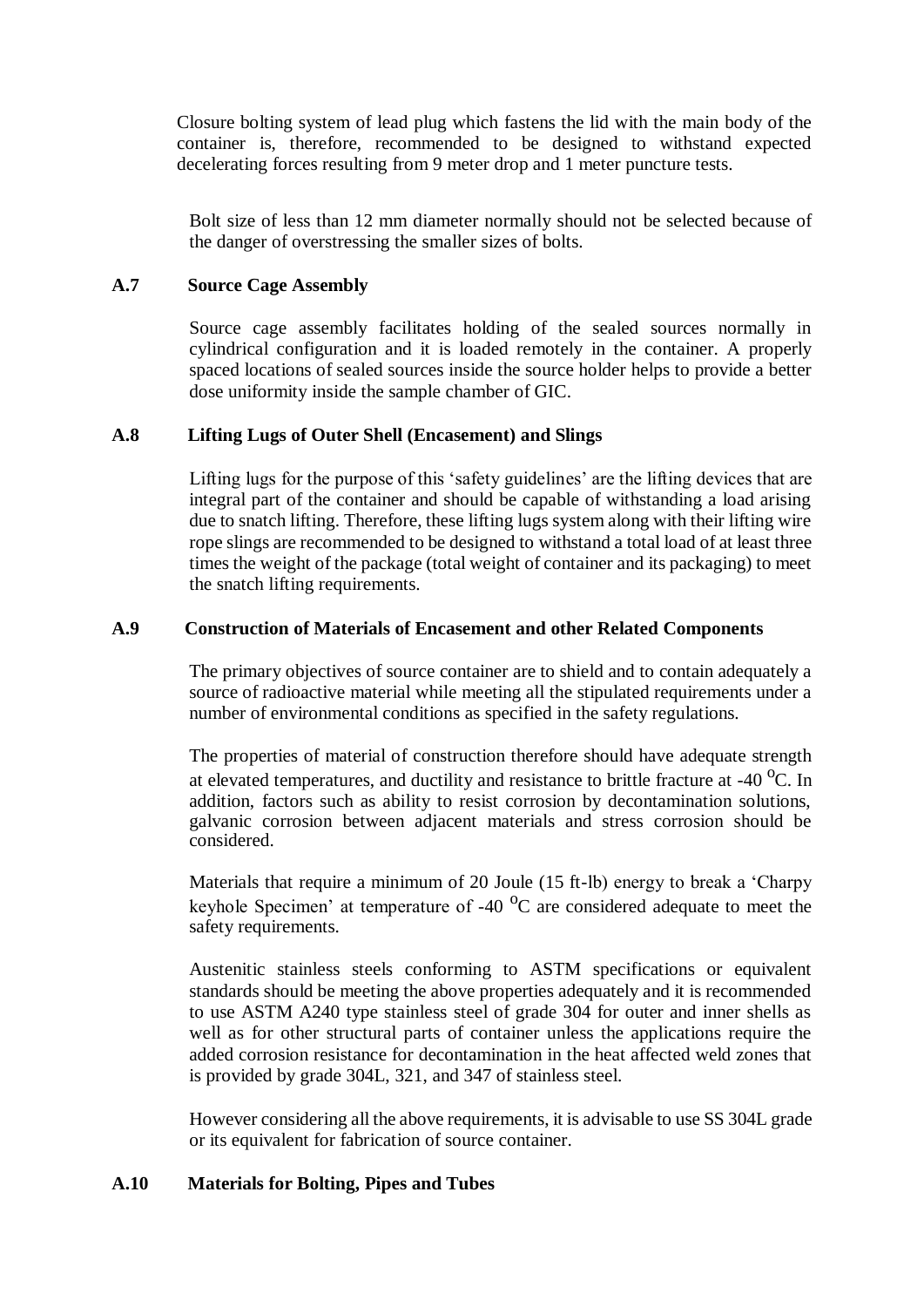Closure bolting system of lead plug which fastens the lid with the main body of the container is, therefore, recommended to be designed to withstand expected decelerating forces resulting from 9 meter drop and 1 meter puncture tests.

Bolt size of less than 12 mm diameter normally should not be selected because of the danger of overstressing the smaller sizes of bolts.

### A.7 Source Cage Assembly

Source cage assembly facilitates holding of the sealed sources normally in cylindrical configuration and it is loaded remotely in the container. A properly spaced locations of sealed sources inside the source holder helps to provide a better dose uniformity inside the sample chamber of GIC.

### A.8 Lifting Lugs of Outer Shell (Encasement) and Slings

Lifting lugs for the purpose of this 'safety guidelines' are the lifting devices that are integral part of the container and should be capable of withstanding a load arising due to snatch lifting. Therefore, these lifting lugs system along with their lifting wire rope slings are recommended to be designed to withstand a total load of at least three times the weight of the package (total weight of container and its packaging) to meet the snatch lifting requirements.

### A.9 Construction of Materials of Encasement and other Related Components

The primary objectives of source container are to shield and to contain adequately a source of radioactive material while meeting all the stipulated requirements under a number of environmental conditions as specified in the safety regulations.

The properties of material of construction therefore should have adequate strength at elevated temperatures, and ductility and resistance to brittle fracture at -40 $^{o}$C. In addition, factors such as ability to resist corrosion by decontamination solutions, galvanic corrosion between adjacent materials and stress corrosion should be considered.

Materials that require a minimum of 20 Joule (15 ft-lb) energy to break a 'Charpy keyhole Specimen' at temperature of -40 $^{o}$C are considered adequate to meet the safety requirements.

Austenitic stainless steels conforming to ASTM specifications or equivalent standards should be meeting the above properties adequately and it is recommended to use ASTM A240 type stainless steel of grade 304 for outer and inner shells as well as for other structural parts of container unless the applications require the added corrosion resistance for decontamination in the heat affected weld zones that is provided by grade 304L, 321, and 347 of stainless steel.

However considering all the above requirements, it is advisable to use SS 304L grade or its equivalent for fabrication of source container.

### A.10 Materials for Bolting, Pipes and Tubes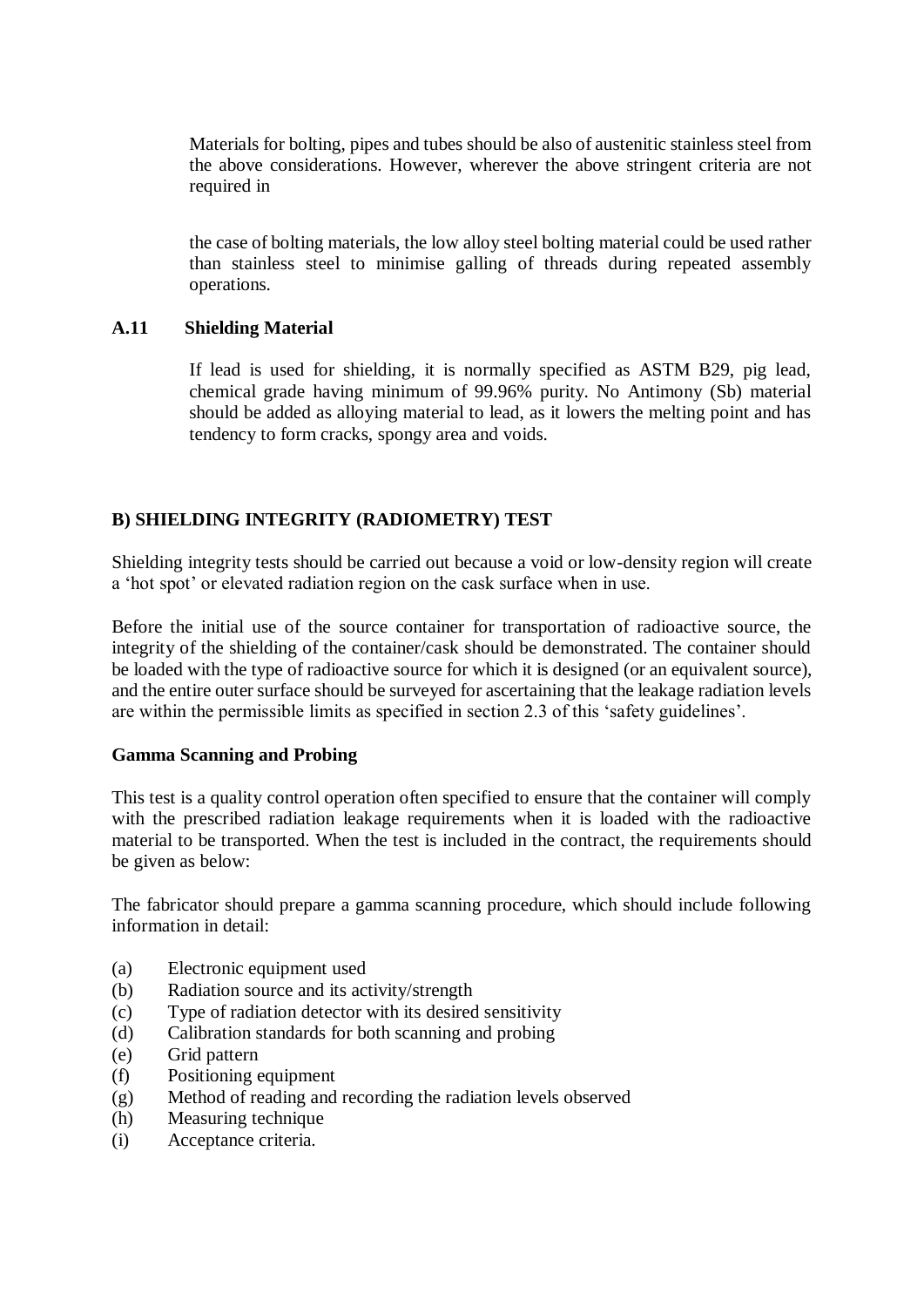Materials for bolting, pipes and tubes should be also of austenitic stainless steel from the above considerations. However, wherever the above stringent criteria are not required in

the case of bolting materials, the low alloy steel bolting material could be used rather than stainless steel to minimise galling of threads during repeated assembly operations.

### A.11 Shielding Material

If lead is used for shielding, it is normally specified as ASTM B29, pig lead, chemical grade having minimum of 99.96% purity. No Antimony (Sb) material should be added as alloying material to lead, as it lowers the melting point and has tendency to form cracks, spongy area and voids.

## B) SHIELDING INTEGRITY (RADIOMETRY) TEST

Shielding integrity tests should be carried out because a void or low-density region will create a 'hot spot' or elevated radiation region on the cask surface when in use.

Before the initial use of the source container for transportation of radioactive source, the integrity of the shielding of the container/cask should be demonstrated. The container should be loaded with the type of radioactive source for which it is designed (or an equivalent source), and the entire outer surface should be surveyed for ascertaining that the leakage radiation levels are within the permissible limits as specified in section 2.3 of this 'safety guidelines'.

### Gamma Scanning and Probing

This test is a quality control operation often specified to ensure that the container will comply with the prescribed radiation leakage requirements when it is loaded with the radioactive material to be transported. When the test is included in the contract, the requirements should be given as below:

The fabricator should prepare a gamma scanning procedure, which should include following information in detail:

(a) Electronic equipment used
(b) Radiation source and its activity/strength
(c) Type of radiation detector with its desired sensitivity
(d) Calibration standards for both scanning and probing
(e) Grid pattern
(f) Positioning equipment
(g) Method of reading and recording the radiation levels observed
(h) Measuring technique
(i) Acceptance criteria.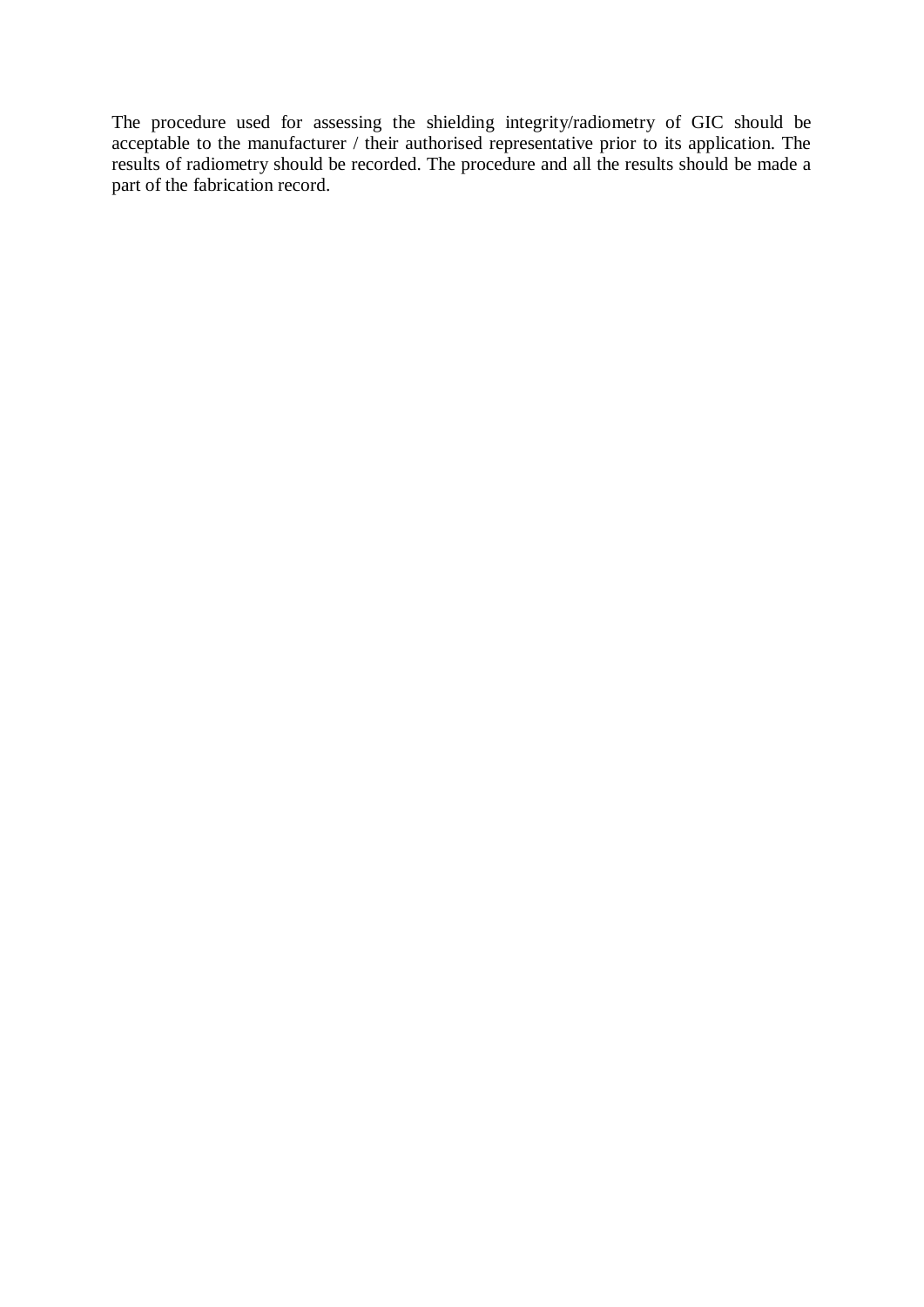The procedure used for assessing the shielding integrity/radiometry of GIC should be acceptable to the manufacturer / their authorised representative prior to its application. The results of radiometry should be recorded. The procedure and all the results should be made a part of the fabrication record.